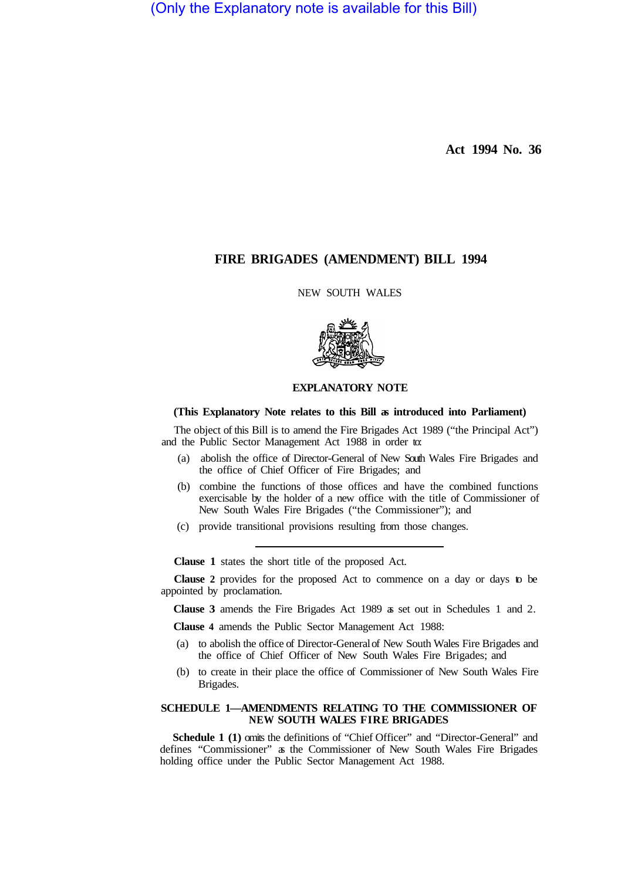(Only the Explanatory note is available for this Bill)

**Act 1994 No. 36**

# FIRE BRIGADES (AMENDMENT) BILL 1994

NEW SOUTH WALES

## EXPLANATORY NOTE

**(This Explanatory Note relates to this Bill as introduced into Parliament)**

The object of this Bill is to amend the Fire Brigades Act 1989 ("the Principal Act") and the Public Sector Management Act 1988 in order to:

(a) abolish the office of Director-General of New South Wales Fire Brigades and the office of Chief Officer of Fire Brigades; and

(b) combine the functions of those offices and have the combined functions exercisable by the holder of a new office with the title of Commissioner of New South Wales Fire Brigades ("the Commissioner"); and

(c) provide transitional provisions resulting from those changes.

---

**Clause 1** states the short title of the proposed Act.

**Clause 2** provides for the proposed Act to commence on a day or days to be appointed by proclamation.

**Clause 3** amends the Fire Brigades Act 1989 as set out in Schedules 1 and 2.

**Clause 4** amends the Public Sector Management Act 1988:

(a) to abolish the office of Director-General of New South Wales Fire Brigades and the office of Chief Officer of New South Wales Fire Brigades; and

(b) to create in their place the office of Commissioner of New South Wales Fire Brigades.

## SCHEDULE 1—AMENDMENTS RELATING TO THE COMMISSIONER OF NEW SOUTH WALES FIRE BRIGADES

**Schedule 1 (1)** omits the definitions of "Chief Officer" and "Director-General" and defines "Commissioner" as the Commissioner of New South Wales Fire Brigades holding office under the Public Sector Management Act 1988.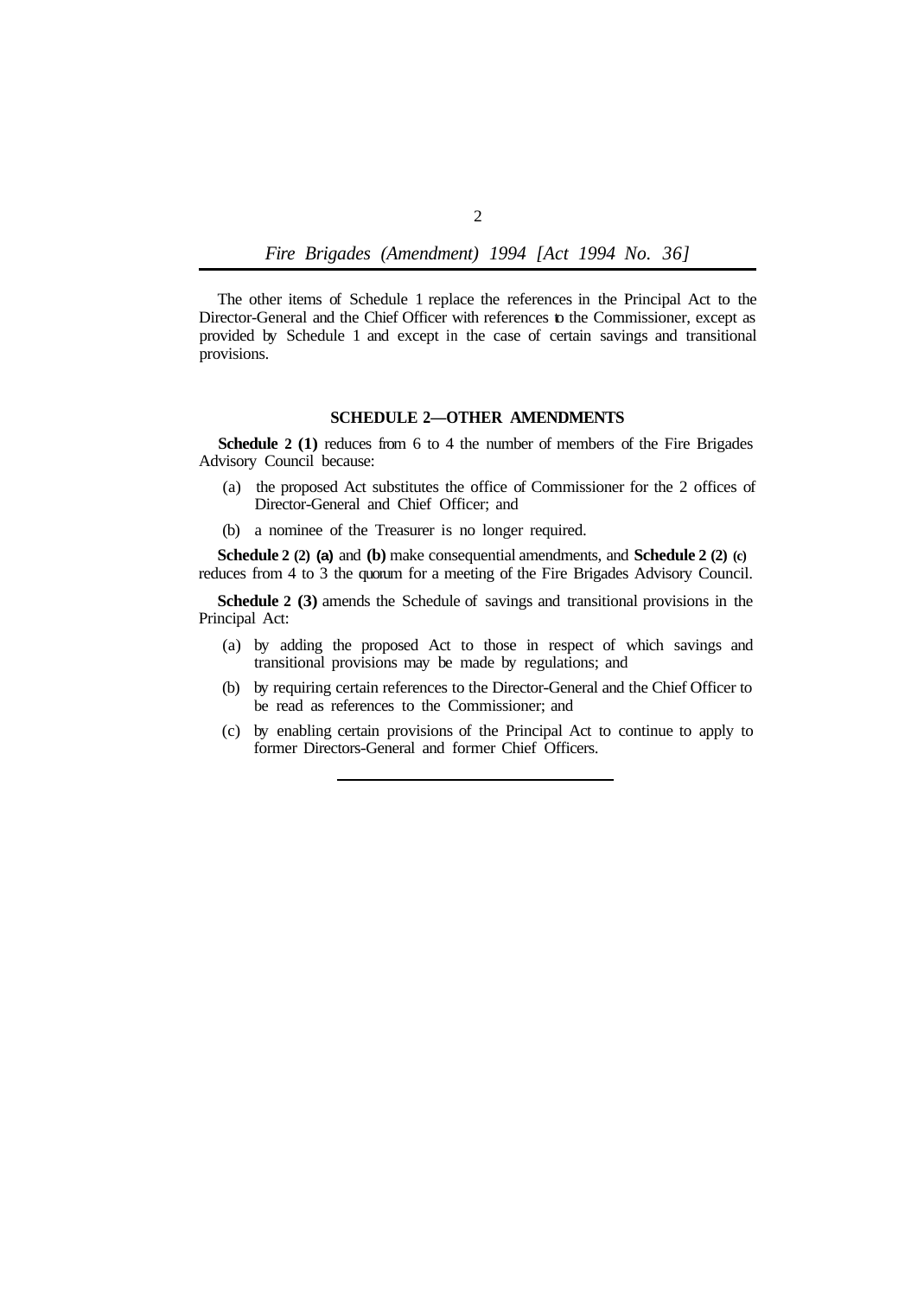The other items of Schedule 1 replace the references in the Principal Act to the Director-General and the Chief Officer with references to the Commissioner, except as provided by Schedule 1 and except in the case of certain savings and transitional provisions.

### SCHEDULE 2—OTHER AMENDMENTS

**Schedule 2 (1)** reduces from 6 to 4 the number of members of the Fire Brigades Advisory Council because:

(a) the proposed Act substitutes the office of Commissioner for the 2 offices of Director-General and Chief Officer; and

(b) a nominee of the Treasurer is no longer required.

**Schedule 2 (2) (a)** and **(b)** make consequential amendments, and **Schedule 2 (2) (c)** reduces from 4 to 3 the quorum for a meeting of the Fire Brigades Advisory Council.

**Schedule 2 (3)** amends the Schedule of savings and transitional provisions in the Principal Act:

(a) by adding the proposed Act to those in respect of which savings and transitional provisions may be made by regulations; and

(b) by requiring certain references to the Director-General and the Chief Officer to be read as references to the Commissioner; and

(c) by enabling certain provisions of the Principal Act to continue to apply to former Directors-General and former Chief Officers.